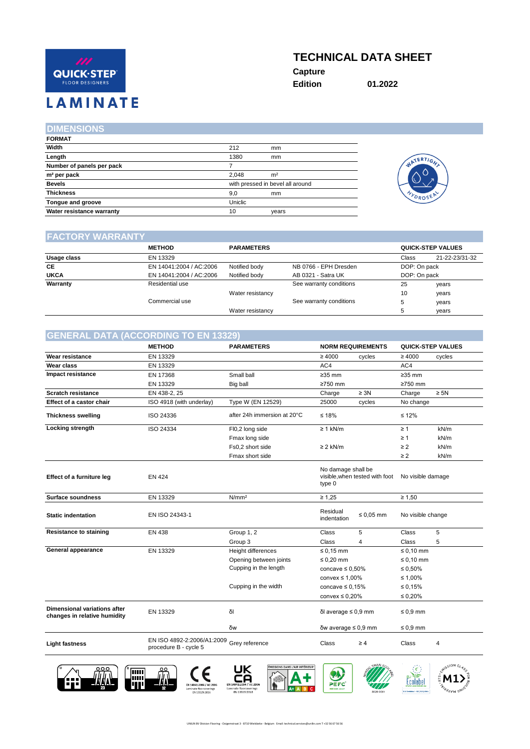QUICK·STEP FLOOR DESIGNERS

LAMINATE

# TECHNICAL DATA SHEET

**Capture**

**Edition** **01.2022**

## DIMENSIONS

| FORMAT | | |
|---|---|---|
| **Width** | 212 | mm |
| **Length** | 1380 | mm |
| **Number of panels per pack** | 7 | |
| **m² per pack** | 2,048 | m² |
| **Bevels** | with pressed in bevel all around | |
| **Thickness** | 9,0 | mm |
| **Tongue and groove** | Uniclic | |
| **Water resistance warranty** | 10 | years |

WATERTIGHT HYDROSEAL

## FACTORY WARRANTY

| | METHOD | PARAMETERS | | QUICK-STEP VALUES | |
|---|---|---|---|---|---|
| **Usage class** | EN 13329 | | | Class | 21-22-23/31-32 |
| **CE** | EN 14041:2004 / AC:2006 | Notified body | NB 0766 - EPH Dresden | DOP: On pack | |
| **UKCA** | EN 14041:2004 / AC:2006 | Notified body | AB 0321 - Satra UK | DOP: On pack | |
| **Warranty** | Residential use | | See warranty conditions | 25 | years |
| | | Water resistancy | | 10 | years |
| | Commercial use | | See warranty conditions | 5 | years |
| | | Water resistancy | | 5 | years |

## GENERAL DATA (ACCORDING TO EN 13329)

| | METHOD | PARAMETERS | NORM REQUIREMENTS | | QUICK-STEP VALUES | |
|---|---|---|---|---|---|---|
| **Wear resistance** | EN 13329 | | ≥ 4000 | cycles | ≥ 4000 | cycles |
| **Wear class** | EN 13329 | | AC4 | | AC4 | |
| **Impact resistance** | EN 17368 | Small ball | ≥35 mm | | ≥35 mm | |
| | EN 13329 | Big ball | ≥750 mm | | ≥750 mm | |
| **Scratch resistance** | EN 438-2, 25 | | Charge | ≥ 3N | Charge | ≥ 5N |
| **Effect of a castor chair** | ISO 4918 (with underlay) | Type W (EN 12529) | 25000 | cycles | No change | |
| **Thickness swelling** | ISO 24336 | after 24h immersion at 20°C | ≤ 18% | | ≤ 12% | |
| **Locking strength** | ISO 24334 | Fl0,2 long side | ≥ 1 kN/m | | ≥ 1 | kN/m |
| | | Fmax long side | | | ≥ 1 | kN/m |
| | | Fs0,2 short side | ≥ 2 kN/m | | ≥ 2 | kN/m |
| | | Fmax short side | | | ≥ 2 | kN/m |
| **Effect of a furniture leg** | EN 424 | | No damage shall be visible,when tested with foot type 0 | | No visible damage | |
| **Surface soundness** | EN 13329 | N/mm² | ≥ 1,25 | | ≥ 1,50 | |
| **Static indentation** | EN ISO 24343-1 | | Residual indentation | ≤ 0,05 mm | No visible change | |
| **Resistance to staining** | EN 438 | Group 1, 2 | Class | 5 | Class | 5 |
| | | Group 3 | Class | 4 | Class | 5 |
| **General appearance** | EN 13329 | Height differences | ≤ 0,15 mm | | ≤ 0,10 mm | |
| | | Opening between joints | ≤ 0,20 mm | | ≤ 0,10 mm | |
| | | Cupping in the length | concave ≤ 0,50% | | ≤ 0,50% | |
| | | | convex ≤ 1,00% | | ≤ 1,00% | |
| | | Cupping in the width | concave ≤ 0,15% | | ≤ 0,15% | |
| | | | convex ≤ 0,20% | | ≤ 0,20% | |
| **Dimensional variations after changes in relative humidity** | EN 13329 | δl | δl average ≤ 0,9 mm | | ≤ 0,9 mm | |
| | | δw | δw average ≤ 0,9 mm | | ≤ 0,9 mm | |
| **Light fastness** | EN ISO 4892-2:2006/A1:2009 procedure B - cycle 5 | Grey reference | Class | ≥ 4 | Class | 4 |

UNILIN BV Division Flooring - Ooigemstraat 3 - 8710 Wielsbeke - Belgium · Email: technical.services@unilin.com T +32 56 67 56 56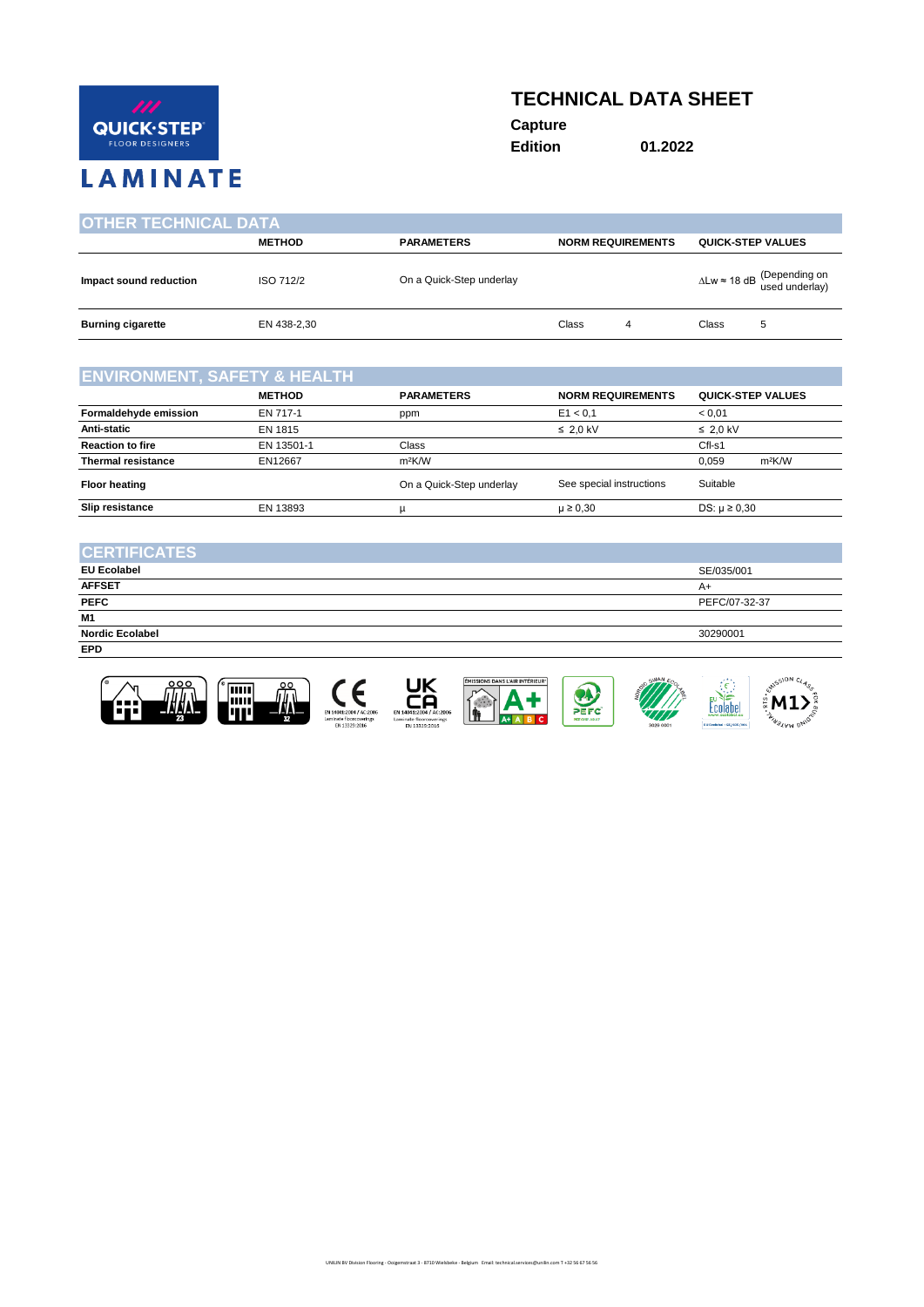# TECHNICAL DATA SHEET

**Capture**

**Edition** 01.2022

QUICK·STEP FLOOR DESIGNERS

**LAMINATE**

## OTHER TECHNICAL DATA

| | METHOD | PARAMETERS | NORM REQUIREMENTS | QUICK-STEP VALUES |
|---|---|---|---|---|
| **Impact sound reduction** | ISO 712/2 | On a Quick-Step underlay | | ΔLw ≈ 18 dB (Depending on used underlay) |
| **Burning cigarette** | EN 438-2,30 | | Class 4 | Class 5 |

## ENVIRONMENT, SAFETY & HEALTH

| | METHOD | PARAMETERS | NORM REQUIREMENTS | QUICK-STEP VALUES |
|---|---|---|---|---|
| **Formaldehyde emission** | EN 717-1 | ppm | E1 < 0,1 | < 0,01 |
| **Anti-static** | EN 1815 | | ≤ 2,0 kV | ≤ 2,0 kV |
| **Reaction to fire** | EN 13501-1 | Class | | Cfl-s1 |
| **Thermal resistance** | EN12667 | m²K/W | | 0,059 m²K/W |
| **Floor heating** | | On a Quick-Step underlay | See special instructions | Suitable |
| **Slip resistance** | EN 13893 | μ | μ ≥ 0,30 | DS: μ ≥ 0,30 |

## CERTIFICATES

| | |
|---|---|
| **EU Ecolabel** | SE/035/001 |
| **AFFSET** | A+ |
| **PEFC** | PEFC/07-32-37 |
| **M1** | |
| **Nordic Ecolabel** | 30290001 |
| **EPD** | |